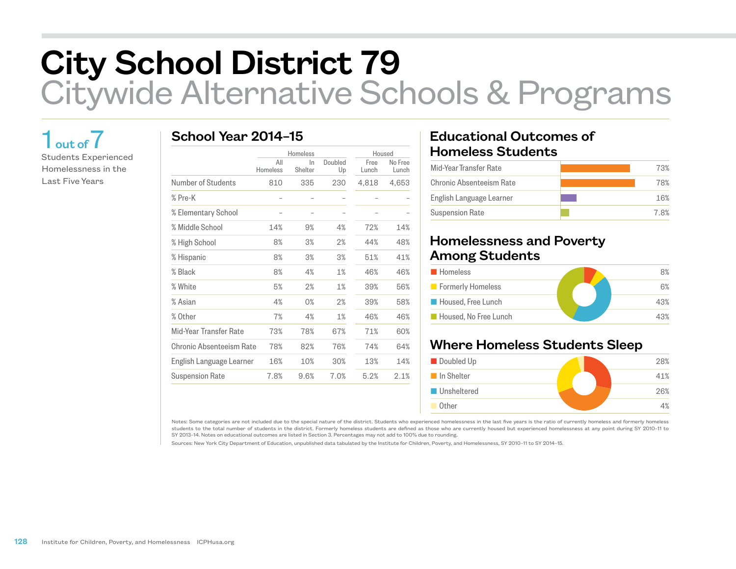# City School District 79
## Citywide Alternative Schools & Programs

**1 out of 7**

Students Experienced Homelessness in the Last Five Years

### School Year 2014–15

| | Homeless | | | Housed | |
|---|---|---|---|---|---|
| | All Homeless | In Shelter | Doubled Up | Free Lunch | No Free Lunch |
| Number of Students | 810 | 335 | 230 | 4,818 | 4,653 |
| % Pre-K | – | – | – | – | – |
| % Elementary School | – | – | – | – | – |
| % Middle School | 14% | 9% | 4% | 72% | 14% |
| % High School | 8% | 3% | 2% | 44% | 48% |
| % Hispanic | 8% | 3% | 3% | 51% | 41% |
| % Black | 8% | 4% | 1% | 46% | 46% |
| % White | 5% | 2% | 1% | 39% | 56% |
| % Asian | 4% | 0% | 2% | 39% | 58% |
| % Other | 7% | 4% | 1% | 46% | 46% |
| Mid-Year Transfer Rate | 73% | 78% | 67% | 71% | 60% |
| Chronic Absenteeism Rate | 78% | 82% | 76% | 74% | 64% |
| English Language Learner | 16% | 10% | 30% | 13% | 14% |
| Suspension Rate | 7.8% | 9.6% | 7.0% | 5.2% | 2.1% |

### Educational Outcomes of Homeless Students

| | |
|---|---|
| Mid-Year Transfer Rate | 73% |
| Chronic Absenteeism Rate | 78% |
| English Language Learner | 16% |
| Suspension Rate | 7.8% |

### Homelessness and Poverty Among Students

| | |
|---|---|
| Homeless | 8% |
| Formerly Homeless | 6% |
| Housed, Free Lunch | 43% |
| Housed, No Free Lunch | 43% |

### Where Homeless Students Sleep

| | |
|---|---|
| Doubled Up | 28% |
| In Shelter | 41% |
| Unsheltered | 26% |
| Other | 4% |

Notes: Some categories are not included due to the special nature of the district. Students who experienced homelessness in the last five years is the ratio of currently homeless and formerly homeless students to the total number of students in the district. Formerly homeless students are defined as those who are currently housed but experienced homelessness at any point during SY 2010–11 to SY 2013–14. Notes on educational outcomes are listed in Section 3. Percentages may not add to 100% due to rounding.

Sources: New York City Department of Education, unpublished data tabulated by the Institute for Children, Poverty, and Homelessness, SY 2010–11 to SY 2014–15.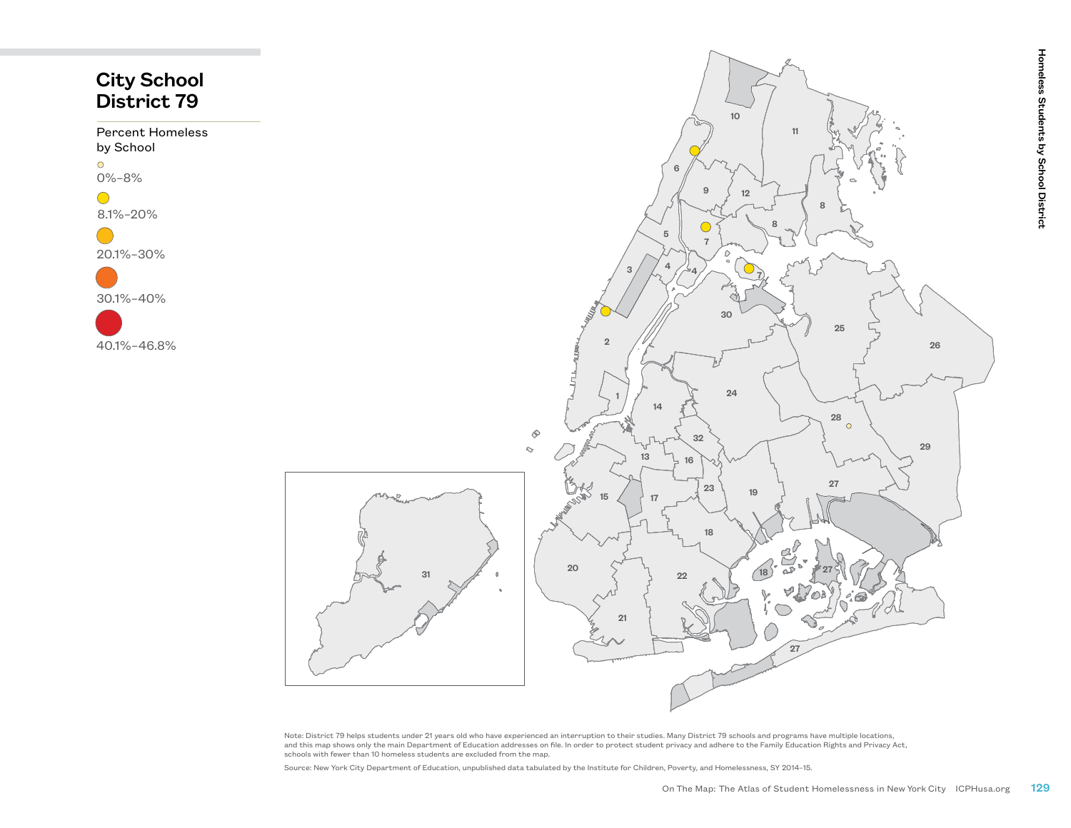# City School District 79

Percent Homeless by School

0%–8%

8.1%–20%

20.1%–30%

30.1%–40%

40.1%–46.8%

10
11
6
9
12
8
8
5
7
3
4
4
7
30
2
25
26
1
14
24
28
32
13
16
29
27
23
19
15
17
18
20
22
18
27
21
27
31

Note: District 79 helps students under 21 years old who have experienced an interruption to their studies. Many District 79 schools and programs have multiple locations, and this map shows only the main Department of Education addresses on file. In order to protect student privacy and adhere to the Family Education Rights and Privacy Act, schools with fewer than 10 homeless students are excluded from the map.

Source: New York City Department of Education, unpublished data tabulated by the Institute for Children, Poverty, and Homelessness, SY 2014–15.